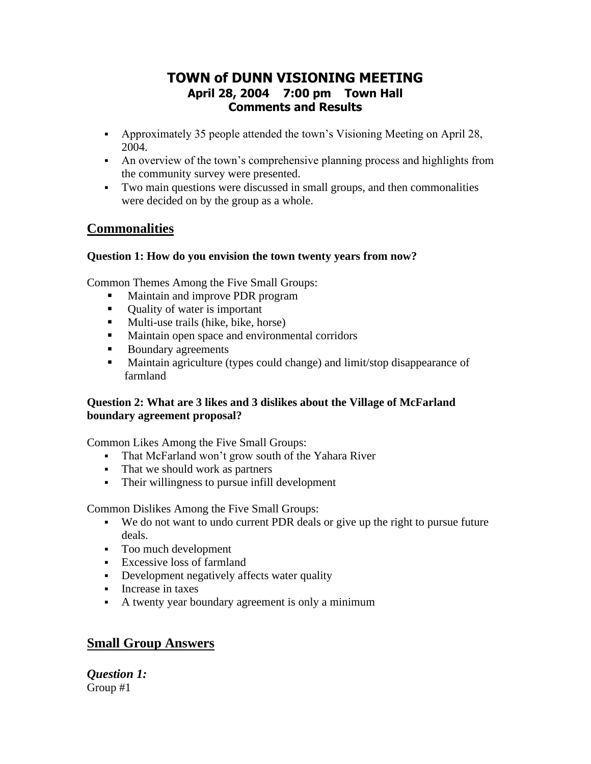# TOWN of DUNN VISIONING MEETING

**April 28, 2004 7:00 pm Town Hall**

**Comments and Results**

- Approximately 35 people attended the town's Visioning Meeting on April 28, 2004.
- An overview of the town's comprehensive planning process and highlights from the community survey were presented.
- Two main questions were discussed in small groups, and then commonalities were decided on by the group as a whole.

## Commonalities

**Question 1: How do you envision the town twenty years from now?**

Common Themes Among the Five Small Groups:

- Maintain and improve PDR program
- Quality of water is important
- Multi-use trails (hike, bike, horse)
- Maintain open space and environmental corridors
- Boundary agreements
- Maintain agriculture (types could change) and limit/stop disappearance of farmland

**Question 2: What are 3 likes and 3 dislikes about the Village of McFarland boundary agreement proposal?**

Common Likes Among the Five Small Groups:

- That McFarland won't grow south of the Yahara River
- That we should work as partners
- Their willingness to pursue infill development

Common Dislikes Among the Five Small Groups:

- We do not want to undo current PDR deals or give up the right to pursue future deals.
- Too much development
- Excessive loss of farmland
- Development negatively affects water quality
- Increase in taxes
- A twenty year boundary agreement is only a minimum

## Small Group Answers

***Question 1:***

Group #1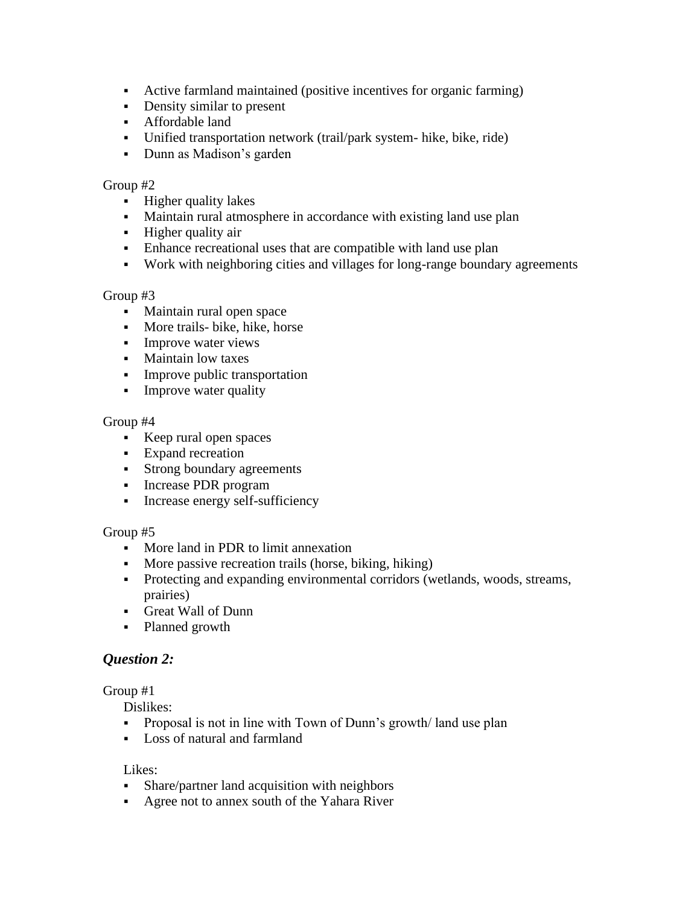- Active farmland maintained (positive incentives for organic farming)
- Density similar to present
- Affordable land
- Unified transportation network (trail/park system- hike, bike, ride)
- Dunn as Madison's garden

Group #2

- Higher quality lakes
- Maintain rural atmosphere in accordance with existing land use plan
- Higher quality air
- Enhance recreational uses that are compatible with land use plan
- Work with neighboring cities and villages for long-range boundary agreements

Group #3

- Maintain rural open space
- More trails- bike, hike, horse
- Improve water views
- Maintain low taxes
- Improve public transportation
- Improve water quality

Group #4

- Keep rural open spaces
- Expand recreation
- Strong boundary agreements
- Increase PDR program
- Increase energy self-sufficiency

Group #5

- More land in PDR to limit annexation
- More passive recreation trails (horse, biking, hiking)
- Protecting and expanding environmental corridors (wetlands, woods, streams, prairies)
- Great Wall of Dunn
- Planned growth

## ***Question 2:***

Group #1

Dislikes:

- Proposal is not in line with Town of Dunn's growth/ land use plan
- Loss of natural and farmland

Likes:

- Share/partner land acquisition with neighbors
- Agree not to annex south of the Yahara River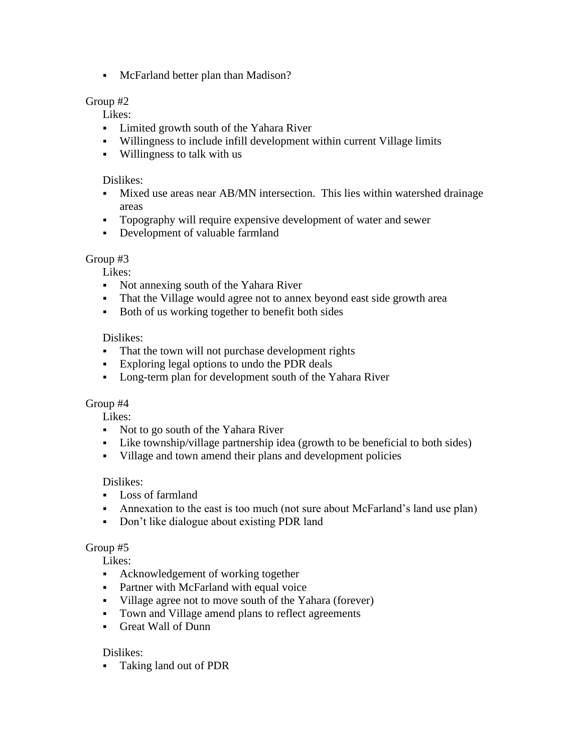- McFarland better plan than Madison?

Group #2

Likes:

- Limited growth south of the Yahara River
- Willingness to include infill development within current Village limits
- Willingness to talk with us

Dislikes:

- Mixed use areas near AB/MN intersection. This lies within watershed drainage areas
- Topography will require expensive development of water and sewer
- Development of valuable farmland

Group #3

Likes:

- Not annexing south of the Yahara River
- That the Village would agree not to annex beyond east side growth area
- Both of us working together to benefit both sides

Dislikes:

- That the town will not purchase development rights
- Exploring legal options to undo the PDR deals
- Long-term plan for development south of the Yahara River

Group #4

Likes:

- Not to go south of the Yahara River
- Like township/village partnership idea (growth to be beneficial to both sides)
- Village and town amend their plans and development policies

Dislikes:

- Loss of farmland
- Annexation to the east is too much (not sure about McFarland's land use plan)
- Don't like dialogue about existing PDR land

Group #5

Likes:

- Acknowledgement of working together
- Partner with McFarland with equal voice
- Village agree not to move south of the Yahara (forever)
- Town and Village amend plans to reflect agreements
- Great Wall of Dunn

Dislikes:

- Taking land out of PDR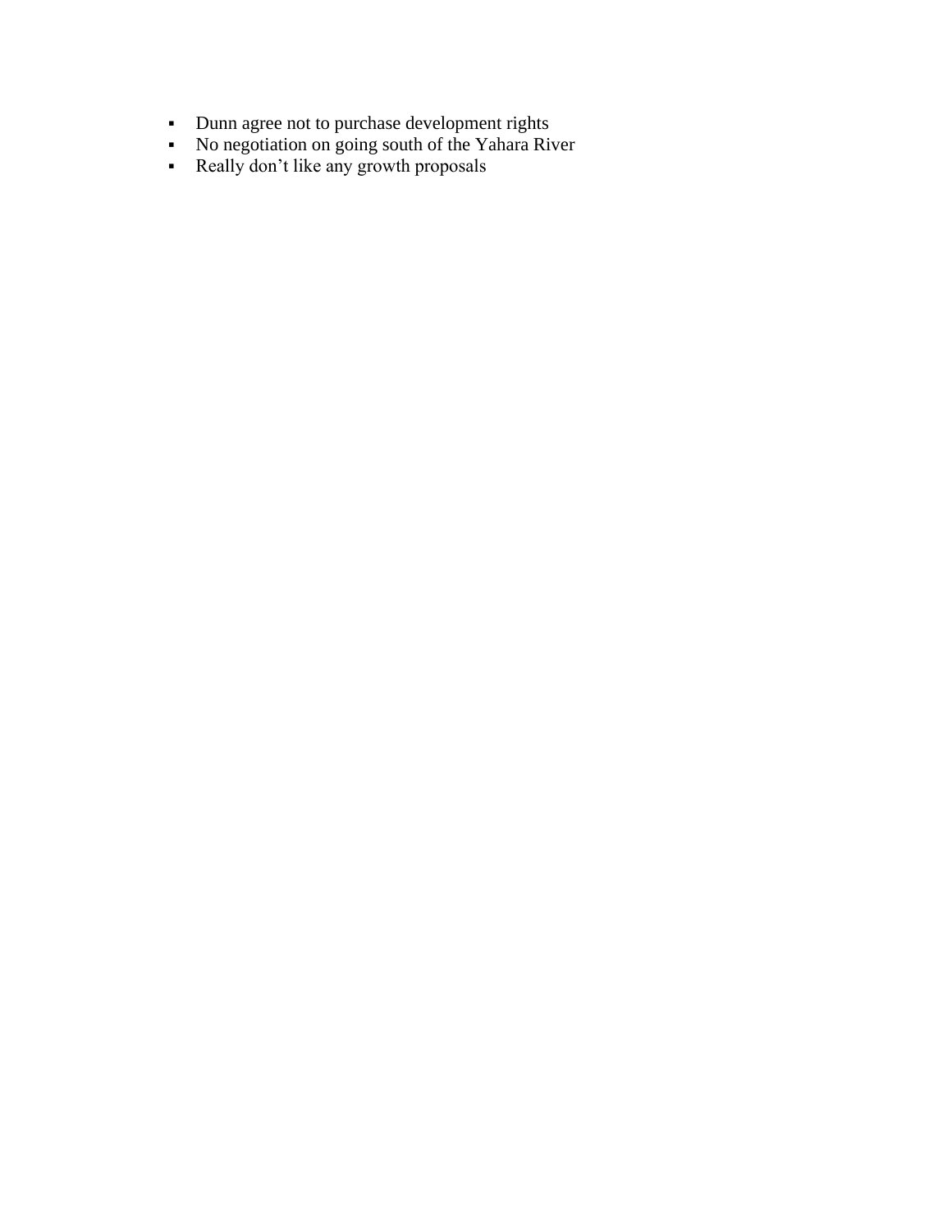- Dunn agree not to purchase development rights
- No negotiation on going south of the Yahara River
- Really don't like any growth proposals